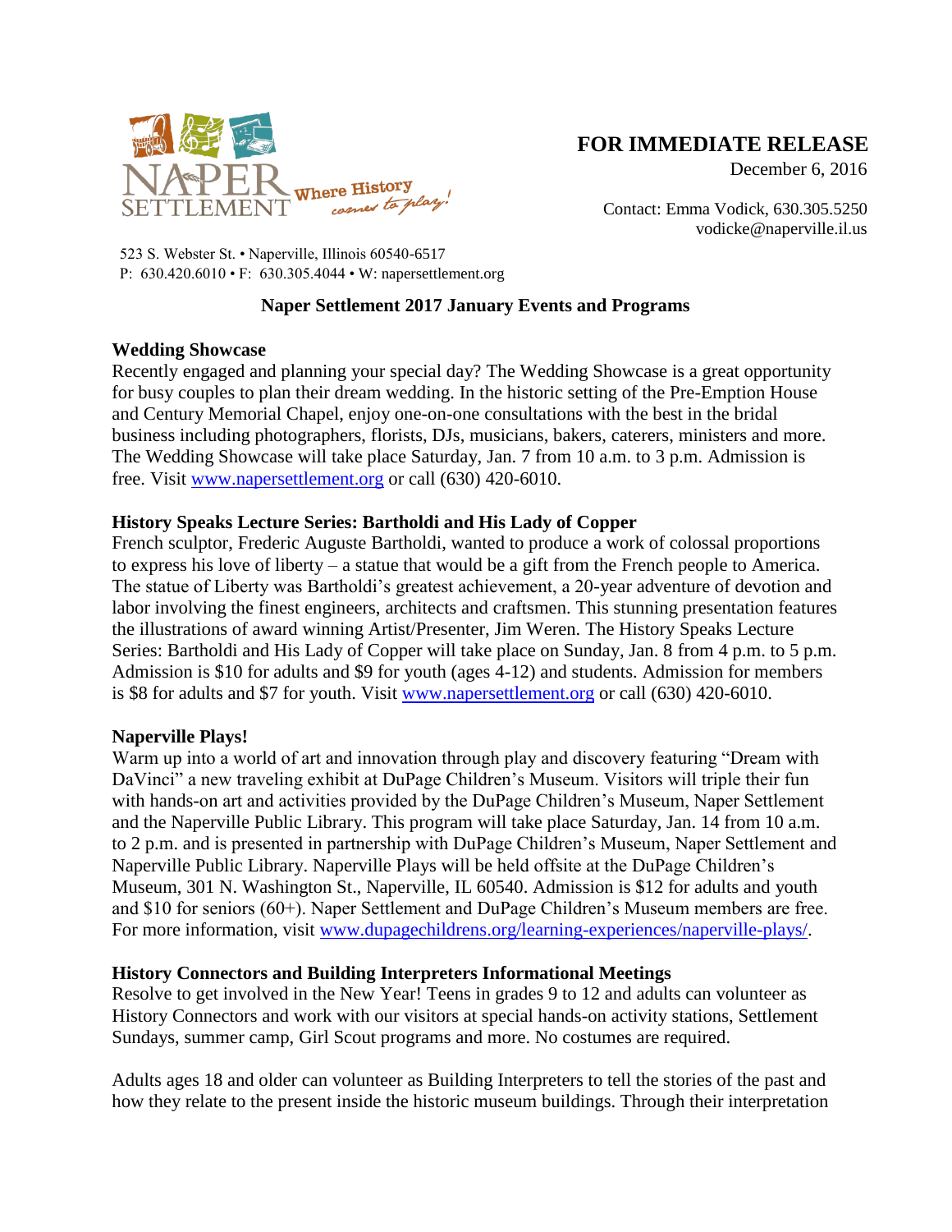NAPER SETTLEMENT Where History comes to play!

# FOR IMMEDIATE RELEASE

December 6, 2016

Contact: Emma Vodick, 630.305.5250
vodicke@naperville.il.us

523 S. Webster St. • Naperville, Illinois 60540-6517
P: 630.420.6010 • F: 630.305.4044 • W: napersettlement.org

## Naper Settlement 2017 January Events and Programs

**Wedding Showcase**

Recently engaged and planning your special day? The Wedding Showcase is a great opportunity for busy couples to plan their dream wedding. In the historic setting of the Pre-Emption House and Century Memorial Chapel, enjoy one-on-one consultations with the best in the bridal business including photographers, florists, DJs, musicians, bakers, caterers, ministers and more. The Wedding Showcase will take place Saturday, Jan. 7 from 10 a.m. to 3 p.m. Admission is free. Visit [www.napersettlement.org](http://www.napersettlement.org) or call (630) 420-6010.

**History Speaks Lecture Series: Bartholdi and His Lady of Copper**

French sculptor, Frederic Auguste Bartholdi, wanted to produce a work of colossal proportions to express his love of liberty – a statue that would be a gift from the French people to America. The statue of Liberty was Bartholdi's greatest achievement, a 20-year adventure of devotion and labor involving the finest engineers, architects and craftsmen. This stunning presentation features the illustrations of award winning Artist/Presenter, Jim Weren. The History Speaks Lecture Series: Bartholdi and His Lady of Copper will take place on Sunday, Jan. 8 from 4 p.m. to 5 p.m. Admission is $10 for adults and $9 for youth (ages 4-12) and students. Admission for members is $8 for adults and $7 for youth. Visit [www.napersettlement.org](http://www.napersettlement.org) or call (630) 420-6010.

**Naperville Plays!**

Warm up into a world of art and innovation through play and discovery featuring "Dream with DaVinci" a new traveling exhibit at DuPage Children's Museum. Visitors will triple their fun with hands-on art and activities provided by the DuPage Children's Museum, Naper Settlement and the Naperville Public Library. This program will take place Saturday, Jan. 14 from 10 a.m. to 2 p.m. and is presented in partnership with DuPage Children's Museum, Naper Settlement and Naperville Public Library. Naperville Plays will be held offsite at the DuPage Children's Museum, 301 N. Washington St., Naperville, IL 60540. Admission is $12 for adults and youth and $10 for seniors (60+). Naper Settlement and DuPage Children's Museum members are free. For more information, visit [www.dupagechildrens.org/learning-experiences/naperville-plays/](http://www.dupagechildrens.org/learning-experiences/naperville-plays/).

**History Connectors and Building Interpreters Informational Meetings**

Resolve to get involved in the New Year! Teens in grades 9 to 12 and adults can volunteer as History Connectors and work with our visitors at special hands-on activity stations, Settlement Sundays, summer camp, Girl Scout programs and more. No costumes are required.

Adults ages 18 and older can volunteer as Building Interpreters to tell the stories of the past and how they relate to the present inside the historic museum buildings. Through their interpretation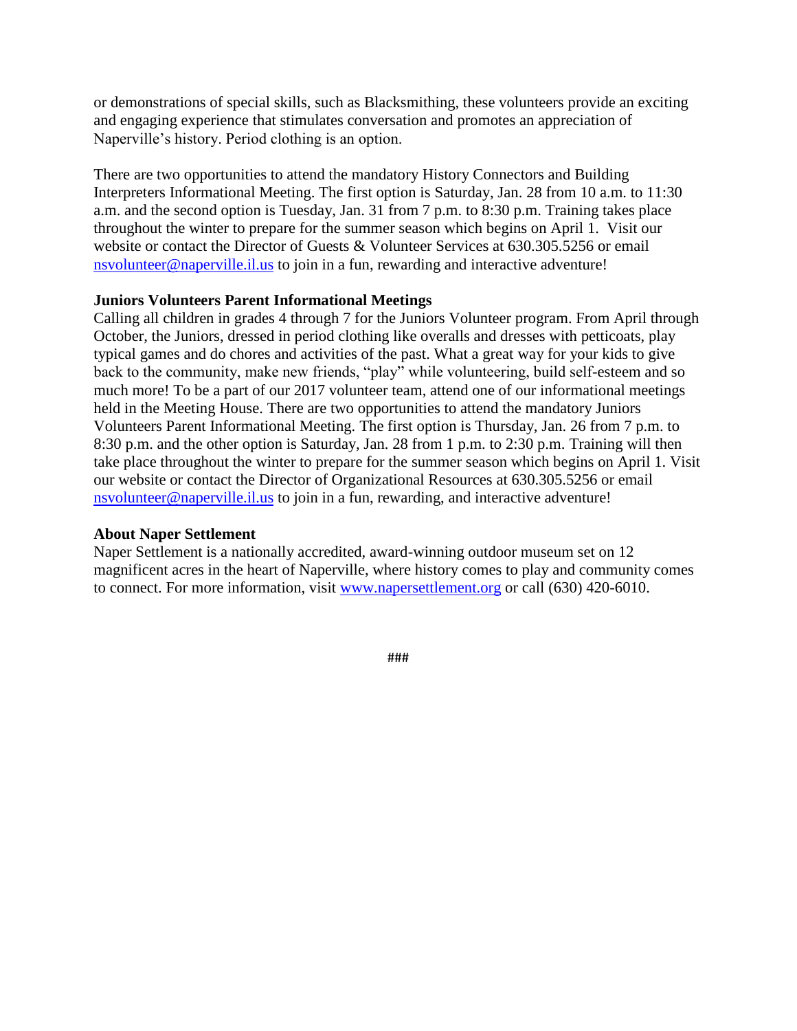or demonstrations of special skills, such as Blacksmithing, these volunteers provide an exciting and engaging experience that stimulates conversation and promotes an appreciation of Naperville's history. Period clothing is an option.

There are two opportunities to attend the mandatory History Connectors and Building Interpreters Informational Meeting. The first option is Saturday, Jan. 28 from 10 a.m. to 11:30 a.m. and the second option is Tuesday, Jan. 31 from 7 p.m. to 8:30 p.m. Training takes place throughout the winter to prepare for the summer season which begins on April 1. Visit our website or contact the Director of Guests & Volunteer Services at 630.305.5256 or email nsvolunteer@naperville.il.us to join in a fun, rewarding and interactive adventure!

**Juniors Volunteers Parent Informational Meetings**

Calling all children in grades 4 through 7 for the Juniors Volunteer program. From April through October, the Juniors, dressed in period clothing like overalls and dresses with petticoats, play typical games and do chores and activities of the past. What a great way for your kids to give back to the community, make new friends, "play" while volunteering, build self-esteem and so much more! To be a part of our 2017 volunteer team, attend one of our informational meetings held in the Meeting House. There are two opportunities to attend the mandatory Juniors Volunteers Parent Informational Meeting. The first option is Thursday, Jan. 26 from 7 p.m. to 8:30 p.m. and the other option is Saturday, Jan. 28 from 1 p.m. to 2:30 p.m. Training will then take place throughout the winter to prepare for the summer season which begins on April 1. Visit our website or contact the Director of Organizational Resources at 630.305.5256 or email nsvolunteer@naperville.il.us to join in a fun, rewarding, and interactive adventure!

**About Naper Settlement**

Naper Settlement is a nationally accredited, award-winning outdoor museum set on 12 magnificent acres in the heart of Naperville, where history comes to play and community comes to connect. For more information, visit www.napersettlement.org or call (630) 420-6010.

###